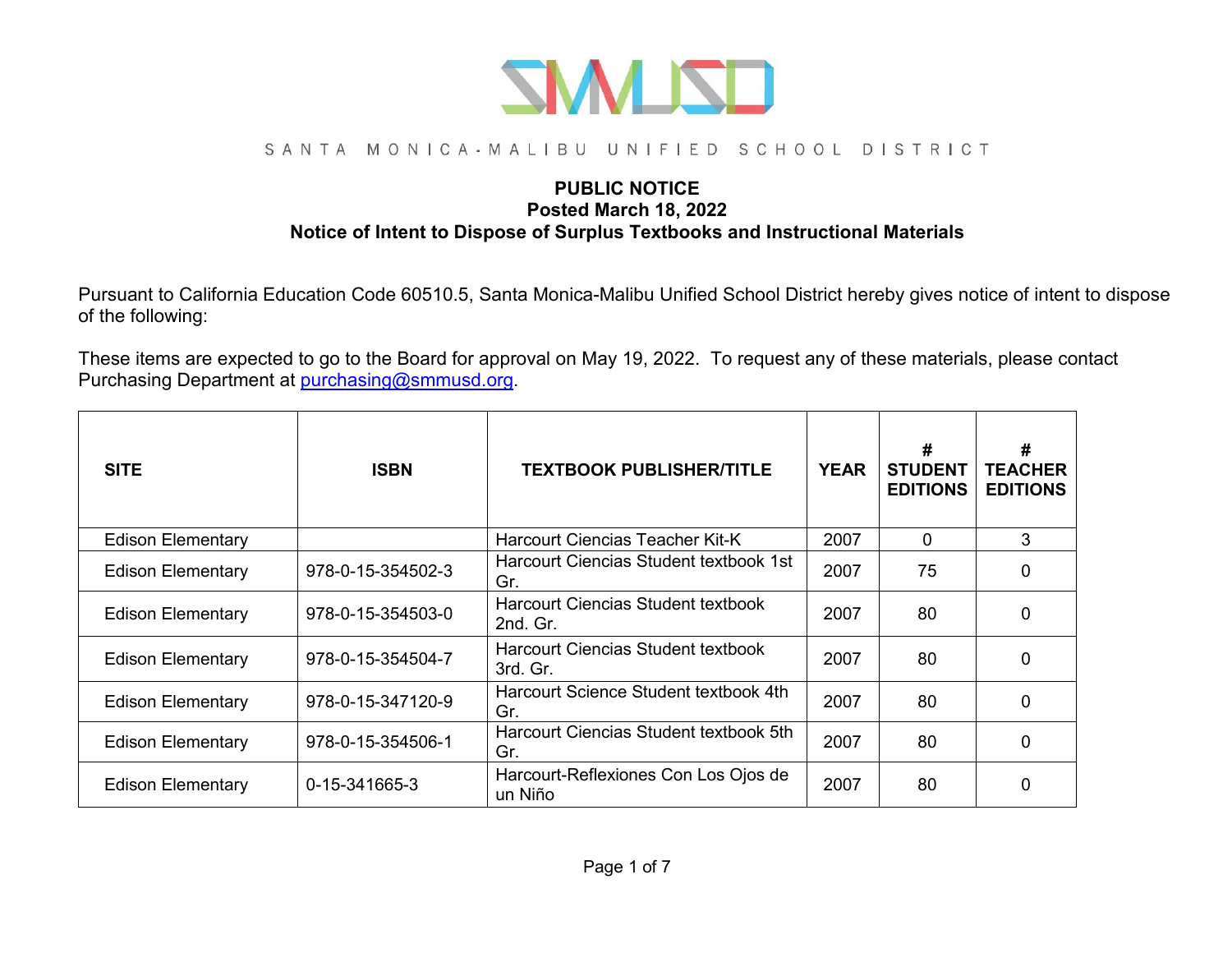SMMUSD

SANTA MONICA-MALIBU UNIFIED SCHOOL DISTRICT

**PUBLIC NOTICE**
**Posted March 18, 2022**
**Notice of Intent to Dispose of Surplus Textbooks and Instructional Materials**

Pursuant to California Education Code 60510.5, Santa Monica-Malibu Unified School District hereby gives notice of intent to dispose of the following:

These items are expected to go to the Board for approval on May 19, 2022. To request any of these materials, please contact Purchasing Department at purchasing@smmusd.org.

| SITE | ISBN | TEXTBOOK PUBLISHER/TITLE | YEAR | # STUDENT EDITIONS | # TEACHER EDITIONS |
|---|---|---|---|---|---|
| Edison Elementary | | Harcourt Ciencias Teacher Kit-K | 2007 | 0 | 3 |
| Edison Elementary | 978-0-15-354502-3 | Harcourt Ciencias Student textbook 1st Gr. | 2007 | 75 | 0 |
| Edison Elementary | 978-0-15-354503-0 | Harcourt Ciencias Student textbook 2nd. Gr. | 2007 | 80 | 0 |
| Edison Elementary | 978-0-15-354504-7 | Harcourt Ciencias Student textbook 3rd. Gr. | 2007 | 80 | 0 |
| Edison Elementary | 978-0-15-347120-9 | Harcourt Science Student textbook 4th Gr. | 2007 | 80 | 0 |
| Edison Elementary | 978-0-15-354506-1 | Harcourt Ciencias Student textbook 5th Gr. | 2007 | 80 | 0 |
| Edison Elementary | 0-15-341665-3 | Harcourt-Reflexiones Con Los Ojos de un Niño | 2007 | 80 | 0 |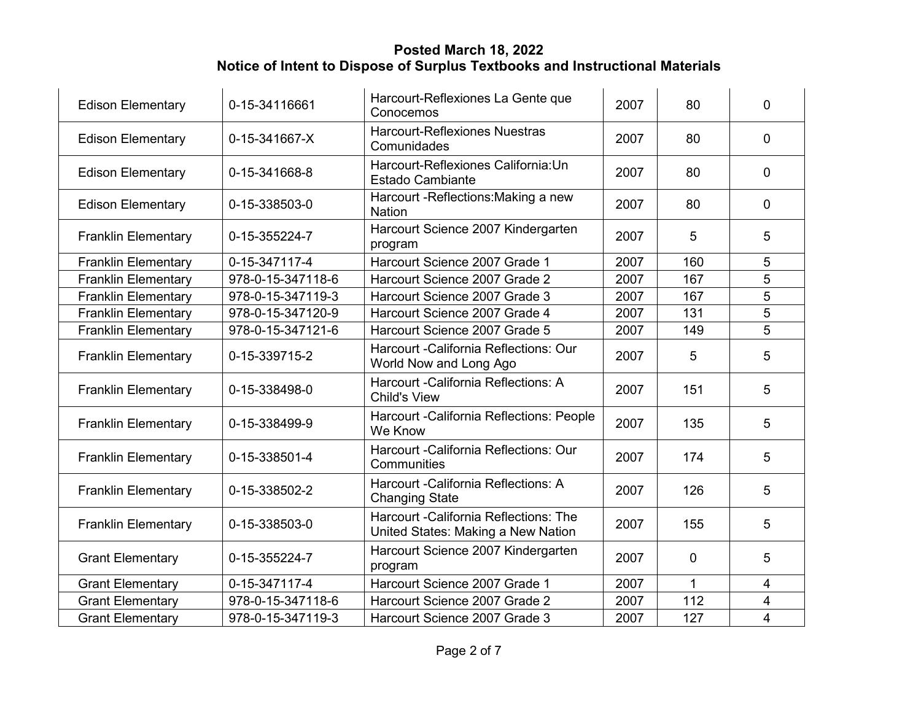**Posted March 18, 2022**
**Notice of Intent to Dispose of Surplus Textbooks and Instructional Materials**

| | | | | | |
|---|---|---|---|---|---|
| Edison Elementary | 0-15-34116661 | Harcourt-Reflexiones La Gente que Conocemos | 2007 | 80 | 0 |
| Edison Elementary | 0-15-341667-X | Harcourt-Reflexiones Nuestras Comunidades | 2007 | 80 | 0 |
| Edison Elementary | 0-15-341668-8 | Harcourt-Reflexiones California:Un Estado Cambiante | 2007 | 80 | 0 |
| Edison Elementary | 0-15-338503-0 | Harcourt -Reflections:Making a new Nation | 2007 | 80 | 0 |
| Franklin Elementary | 0-15-355224-7 | Harcourt Science 2007 Kindergarten program | 2007 | 5 | 5 |
| Franklin Elementary | 0-15-347117-4 | Harcourt Science 2007 Grade 1 | 2007 | 160 | 5 |
| Franklin Elementary | 978-0-15-347118-6 | Harcourt Science 2007 Grade 2 | 2007 | 167 | 5 |
| Franklin Elementary | 978-0-15-347119-3 | Harcourt Science 2007 Grade 3 | 2007 | 167 | 5 |
| Franklin Elementary | 978-0-15-347120-9 | Harcourt Science 2007 Grade 4 | 2007 | 131 | 5 |
| Franklin Elementary | 978-0-15-347121-6 | Harcourt Science 2007 Grade 5 | 2007 | 149 | 5 |
| Franklin Elementary | 0-15-339715-2 | Harcourt -California Reflections: Our World Now and Long Ago | 2007 | 5 | 5 |
| Franklin Elementary | 0-15-338498-0 | Harcourt -California Reflections: A Child's View | 2007 | 151 | 5 |
| Franklin Elementary | 0-15-338499-9 | Harcourt -California Reflections: People We Know | 2007 | 135 | 5 |
| Franklin Elementary | 0-15-338501-4 | Harcourt -California Reflections: Our Communities | 2007 | 174 | 5 |
| Franklin Elementary | 0-15-338502-2 | Harcourt -California Reflections: A Changing State | 2007 | 126 | 5 |
| Franklin Elementary | 0-15-338503-0 | Harcourt -California Reflections: The United States: Making a New Nation | 2007 | 155 | 5 |
| Grant Elementary | 0-15-355224-7 | Harcourt Science 2007 Kindergarten program | 2007 | 0 | 5 |
| Grant Elementary | 0-15-347117-4 | Harcourt Science 2007 Grade 1 | 2007 | 1 | 4 |
| Grant Elementary | 978-0-15-347118-6 | Harcourt Science 2007 Grade 2 | 2007 | 112 | 4 |
| Grant Elementary | 978-0-15-347119-3 | Harcourt Science 2007 Grade 3 | 2007 | 127 | 4 |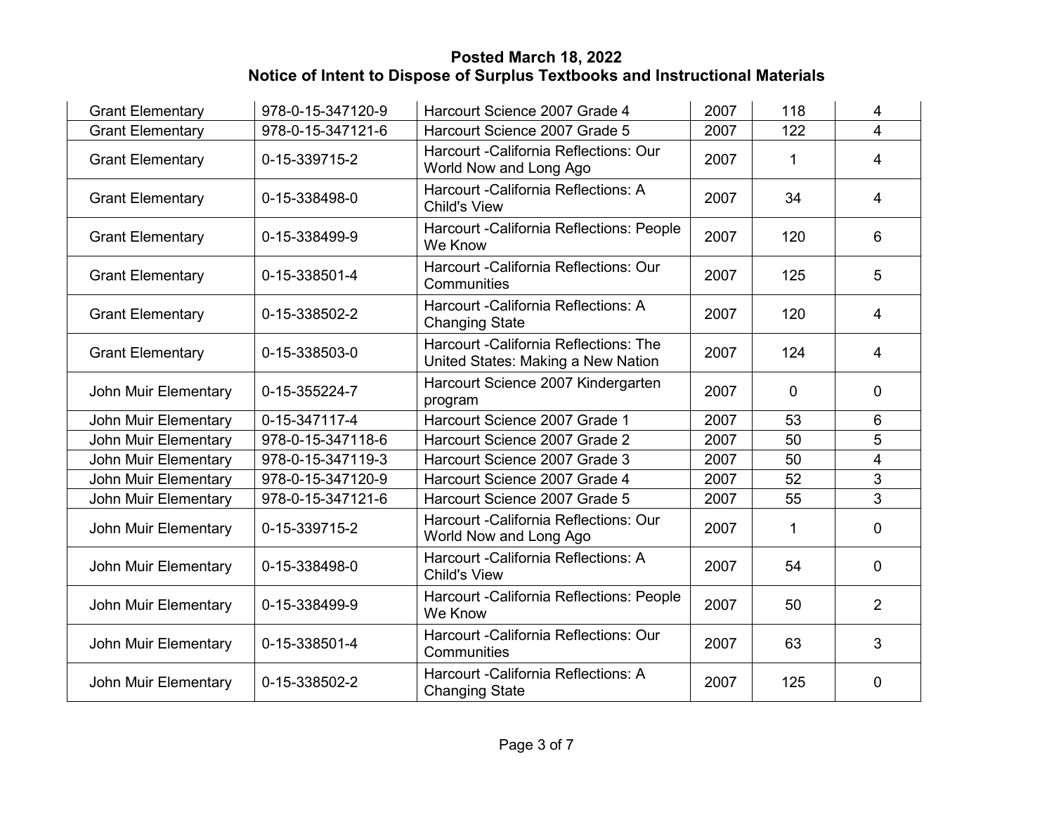**Posted March 18, 2022**
**Notice of Intent to Dispose of Surplus Textbooks and Instructional Materials**

| | | | | | |
|---|---|---|---|---|---|
| Grant Elementary | 978-0-15-347120-9 | Harcourt Science 2007 Grade 4 | 2007 | 118 | 4 |
| Grant Elementary | 978-0-15-347121-6 | Harcourt Science 2007 Grade 5 | 2007 | 122 | 4 |
| Grant Elementary | 0-15-339715-2 | Harcourt -California Reflections: Our World Now and Long Ago | 2007 | 1 | 4 |
| Grant Elementary | 0-15-338498-0 | Harcourt -California Reflections: A Child's View | 2007 | 34 | 4 |
| Grant Elementary | 0-15-338499-9 | Harcourt -California Reflections: People We Know | 2007 | 120 | 6 |
| Grant Elementary | 0-15-338501-4 | Harcourt -California Reflections: Our Communities | 2007 | 125 | 5 |
| Grant Elementary | 0-15-338502-2 | Harcourt -California Reflections: A Changing State | 2007 | 120 | 4 |
| Grant Elementary | 0-15-338503-0 | Harcourt -California Reflections: The United States: Making a New Nation | 2007 | 124 | 4 |
| John Muir Elementary | 0-15-355224-7 | Harcourt Science 2007 Kindergarten program | 2007 | 0 | 0 |
| John Muir Elementary | 0-15-347117-4 | Harcourt Science 2007 Grade 1 | 2007 | 53 | 6 |
| John Muir Elementary | 978-0-15-347118-6 | Harcourt Science 2007 Grade 2 | 2007 | 50 | 5 |
| John Muir Elementary | 978-0-15-347119-3 | Harcourt Science 2007 Grade 3 | 2007 | 50 | 4 |
| John Muir Elementary | 978-0-15-347120-9 | Harcourt Science 2007 Grade 4 | 2007 | 52 | 3 |
| John Muir Elementary | 978-0-15-347121-6 | Harcourt Science 2007 Grade 5 | 2007 | 55 | 3 |
| John Muir Elementary | 0-15-339715-2 | Harcourt -California Reflections: Our World Now and Long Ago | 2007 | 1 | 0 |
| John Muir Elementary | 0-15-338498-0 | Harcourt -California Reflections: A Child's View | 2007 | 54 | 0 |
| John Muir Elementary | 0-15-338499-9 | Harcourt -California Reflections: People We Know | 2007 | 50 | 2 |
| John Muir Elementary | 0-15-338501-4 | Harcourt -California Reflections: Our Communities | 2007 | 63 | 3 |
| John Muir Elementary | 0-15-338502-2 | Harcourt -California Reflections: A Changing State | 2007 | 125 | 0 |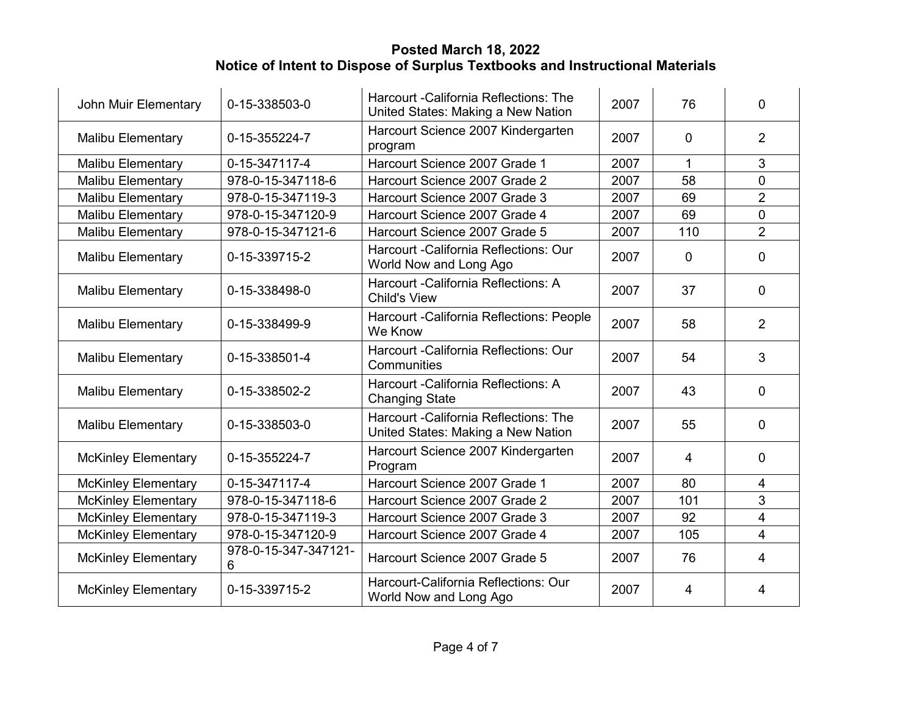**Posted March 18, 2022**
**Notice of Intent to Dispose of Surplus Textbooks and Instructional Materials**

| | | | | | |
|---|---|---|---|---|---|
| John Muir Elementary | 0-15-338503-0 | Harcourt -California Reflections: The United States: Making a New Nation | 2007 | 76 | 0 |
| Malibu Elementary | 0-15-355224-7 | Harcourt Science 2007 Kindergarten program | 2007 | 0 | 2 |
| Malibu Elementary | 0-15-347117-4 | Harcourt Science 2007 Grade 1 | 2007 | 1 | 3 |
| Malibu Elementary | 978-0-15-347118-6 | Harcourt Science 2007 Grade 2 | 2007 | 58 | 0 |
| Malibu Elementary | 978-0-15-347119-3 | Harcourt Science 2007 Grade 3 | 2007 | 69 | 2 |
| Malibu Elementary | 978-0-15-347120-9 | Harcourt Science 2007 Grade 4 | 2007 | 69 | 0 |
| Malibu Elementary | 978-0-15-347121-6 | Harcourt Science 2007 Grade 5 | 2007 | 110 | 2 |
| Malibu Elementary | 0-15-339715-2 | Harcourt -California Reflections: Our World Now and Long Ago | 2007 | 0 | 0 |
| Malibu Elementary | 0-15-338498-0 | Harcourt -California Reflections: A Child's View | 2007 | 37 | 0 |
| Malibu Elementary | 0-15-338499-9 | Harcourt -California Reflections: People We Know | 2007 | 58 | 2 |
| Malibu Elementary | 0-15-338501-4 | Harcourt -California Reflections: Our Communities | 2007 | 54 | 3 |
| Malibu Elementary | 0-15-338502-2 | Harcourt -California Reflections: A Changing State | 2007 | 43 | 0 |
| Malibu Elementary | 0-15-338503-0 | Harcourt -California Reflections: The United States: Making a New Nation | 2007 | 55 | 0 |
| McKinley Elementary | 0-15-355224-7 | Harcourt Science 2007 Kindergarten Program | 2007 | 4 | 0 |
| McKinley Elementary | 0-15-347117-4 | Harcourt Science 2007 Grade 1 | 2007 | 80 | 4 |
| McKinley Elementary | 978-0-15-347118-6 | Harcourt Science 2007 Grade 2 | 2007 | 101 | 3 |
| McKinley Elementary | 978-0-15-347119-3 | Harcourt Science 2007 Grade 3 | 2007 | 92 | 4 |
| McKinley Elementary | 978-0-15-347120-9 | Harcourt Science 2007 Grade 4 | 2007 | 105 | 4 |
| McKinley Elementary | 978-0-15-347-347121-6 | Harcourt Science 2007 Grade 5 | 2007 | 76 | 4 |
| McKinley Elementary | 0-15-339715-2 | Harcourt-California Reflections: Our World Now and Long Ago | 2007 | 4 | 4 |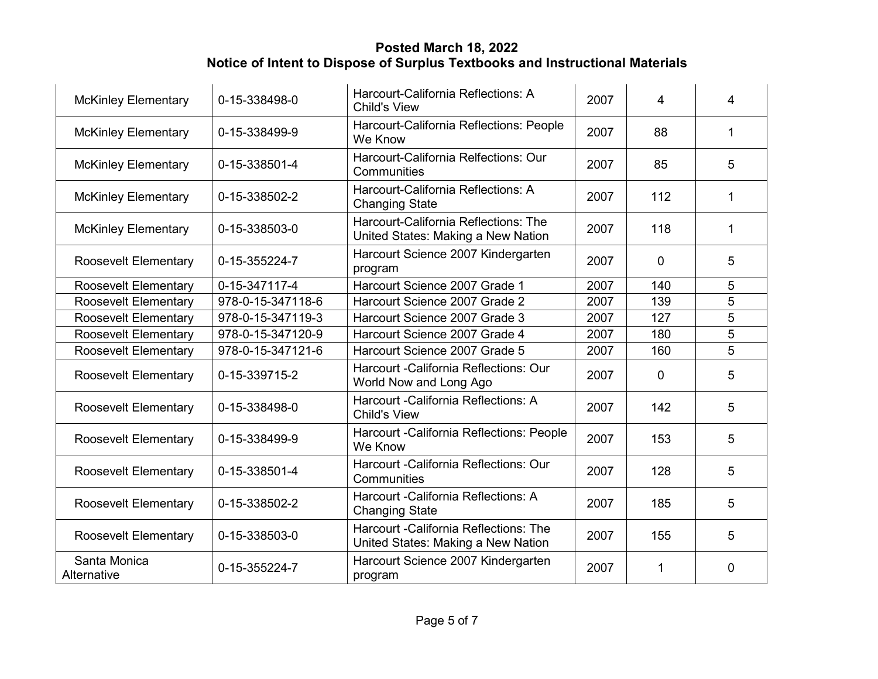**Posted March 18, 2022**
**Notice of Intent to Dispose of Surplus Textbooks and Instructional Materials**

| | | | | | |
|---|---|---|---|---|---|
| McKinley Elementary | 0-15-338498-0 | Harcourt-California Reflections: A Child's View | 2007 | 4 | 4 |
| McKinley Elementary | 0-15-338499-9 | Harcourt-California Reflections: People We Know | 2007 | 88 | 1 |
| McKinley Elementary | 0-15-338501-4 | Harcourt-California Relfections: Our Communities | 2007 | 85 | 5 |
| McKinley Elementary | 0-15-338502-2 | Harcourt-California Reflections: A Changing State | 2007 | 112 | 1 |
| McKinley Elementary | 0-15-338503-0 | Harcourt-California Reflections: The United States: Making a New Nation | 2007 | 118 | 1 |
| Roosevelt Elementary | 0-15-355224-7 | Harcourt Science 2007 Kindergarten program | 2007 | 0 | 5 |
| Roosevelt Elementary | 0-15-347117-4 | Harcourt Science 2007 Grade 1 | 2007 | 140 | 5 |
| Roosevelt Elementary | 978-0-15-347118-6 | Harcourt Science 2007 Grade 2 | 2007 | 139 | 5 |
| Roosevelt Elementary | 978-0-15-347119-3 | Harcourt Science 2007 Grade 3 | 2007 | 127 | 5 |
| Roosevelt Elementary | 978-0-15-347120-9 | Harcourt Science 2007 Grade 4 | 2007 | 180 | 5 |
| Roosevelt Elementary | 978-0-15-347121-6 | Harcourt Science 2007 Grade 5 | 2007 | 160 | 5 |
| Roosevelt Elementary | 0-15-339715-2 | Harcourt -California Reflections: Our World Now and Long Ago | 2007 | 0 | 5 |
| Roosevelt Elementary | 0-15-338498-0 | Harcourt -California Reflections: A Child's View | 2007 | 142 | 5 |
| Roosevelt Elementary | 0-15-338499-9 | Harcourt -California Reflections: People We Know | 2007 | 153 | 5 |
| Roosevelt Elementary | 0-15-338501-4 | Harcourt -California Reflections: Our Communities | 2007 | 128 | 5 |
| Roosevelt Elementary | 0-15-338502-2 | Harcourt -California Reflections: A Changing State | 2007 | 185 | 5 |
| Roosevelt Elementary | 0-15-338503-0 | Harcourt -California Reflections: The United States: Making a New Nation | 2007 | 155 | 5 |
| Santa Monica Alternative | 0-15-355224-7 | Harcourt Science 2007 Kindergarten program | 2007 | 1 | 0 |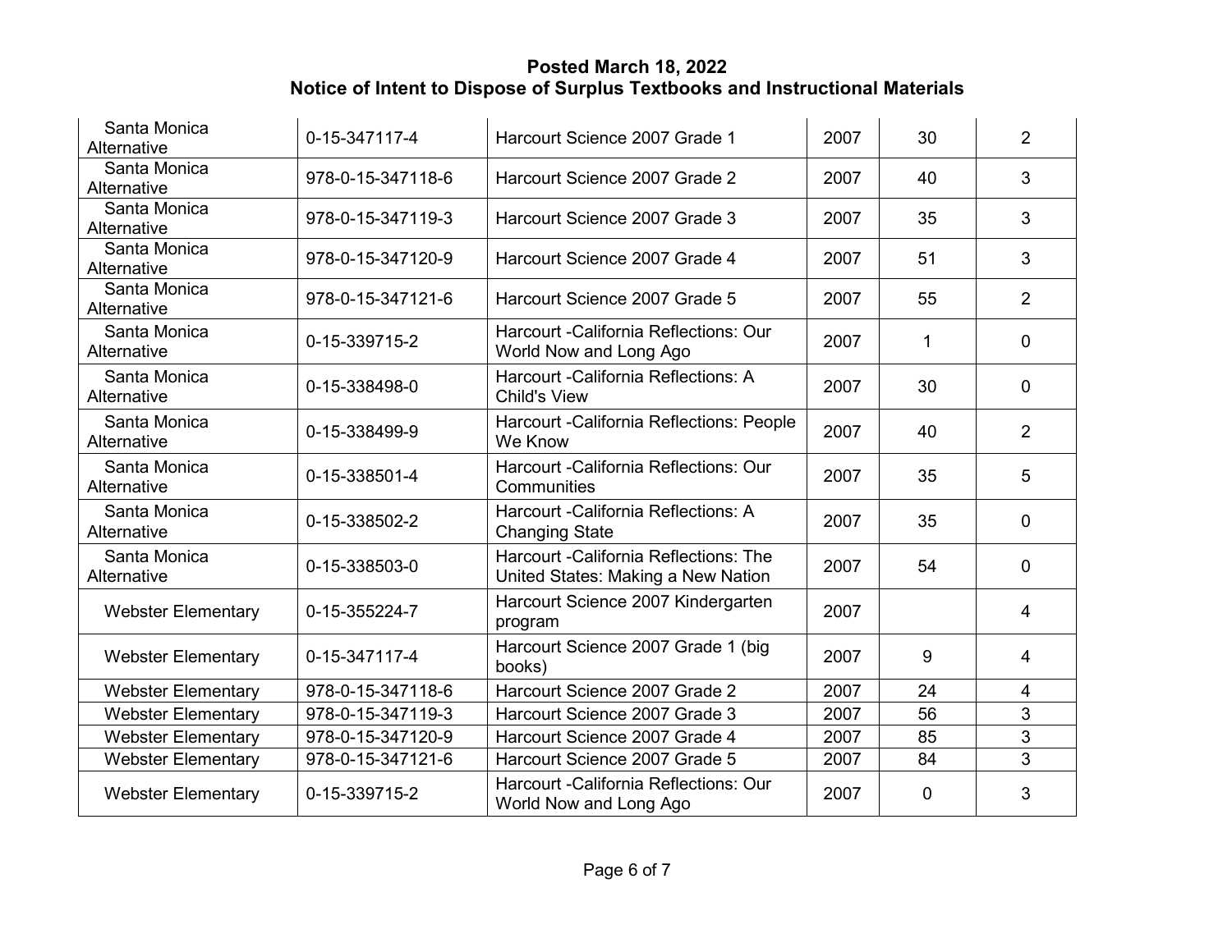**Posted March 18, 2022**
**Notice of Intent to Dispose of Surplus Textbooks and Instructional Materials**

| | | | | | |
|---|---|---|---|---|---|
| Santa Monica Alternative | 0-15-347117-4 | Harcourt Science 2007 Grade 1 | 2007 | 30 | 2 |
| Santa Monica Alternative | 978-0-15-347118-6 | Harcourt Science 2007 Grade 2 | 2007 | 40 | 3 |
| Santa Monica Alternative | 978-0-15-347119-3 | Harcourt Science 2007 Grade 3 | 2007 | 35 | 3 |
| Santa Monica Alternative | 978-0-15-347120-9 | Harcourt Science 2007 Grade 4 | 2007 | 51 | 3 |
| Santa Monica Alternative | 978-0-15-347121-6 | Harcourt Science 2007 Grade 5 | 2007 | 55 | 2 |
| Santa Monica Alternative | 0-15-339715-2 | Harcourt -California Reflections: Our World Now and Long Ago | 2007 | 1 | 0 |
| Santa Monica Alternative | 0-15-338498-0 | Harcourt -California Reflections: A Child's View | 2007 | 30 | 0 |
| Santa Monica Alternative | 0-15-338499-9 | Harcourt -California Reflections: People We Know | 2007 | 40 | 2 |
| Santa Monica Alternative | 0-15-338501-4 | Harcourt -California Reflections: Our Communities | 2007 | 35 | 5 |
| Santa Monica Alternative | 0-15-338502-2 | Harcourt -California Reflections: A Changing State | 2007 | 35 | 0 |
| Santa Monica Alternative | 0-15-338503-0 | Harcourt -California Reflections: The United States: Making a New Nation | 2007 | 54 | 0 |
| Webster Elementary | 0-15-355224-7 | Harcourt Science 2007 Kindergarten program | 2007 | | 4 |
| Webster Elementary | 0-15-347117-4 | Harcourt Science 2007 Grade 1 (big books) | 2007 | 9 | 4 |
| Webster Elementary | 978-0-15-347118-6 | Harcourt Science 2007 Grade 2 | 2007 | 24 | 4 |
| Webster Elementary | 978-0-15-347119-3 | Harcourt Science 2007 Grade 3 | 2007 | 56 | 3 |
| Webster Elementary | 978-0-15-347120-9 | Harcourt Science 2007 Grade 4 | 2007 | 85 | 3 |
| Webster Elementary | 978-0-15-347121-6 | Harcourt Science 2007 Grade 5 | 2007 | 84 | 3 |
| Webster Elementary | 0-15-339715-2 | Harcourt -California Reflections: Our World Now and Long Ago | 2007 | 0 | 3 |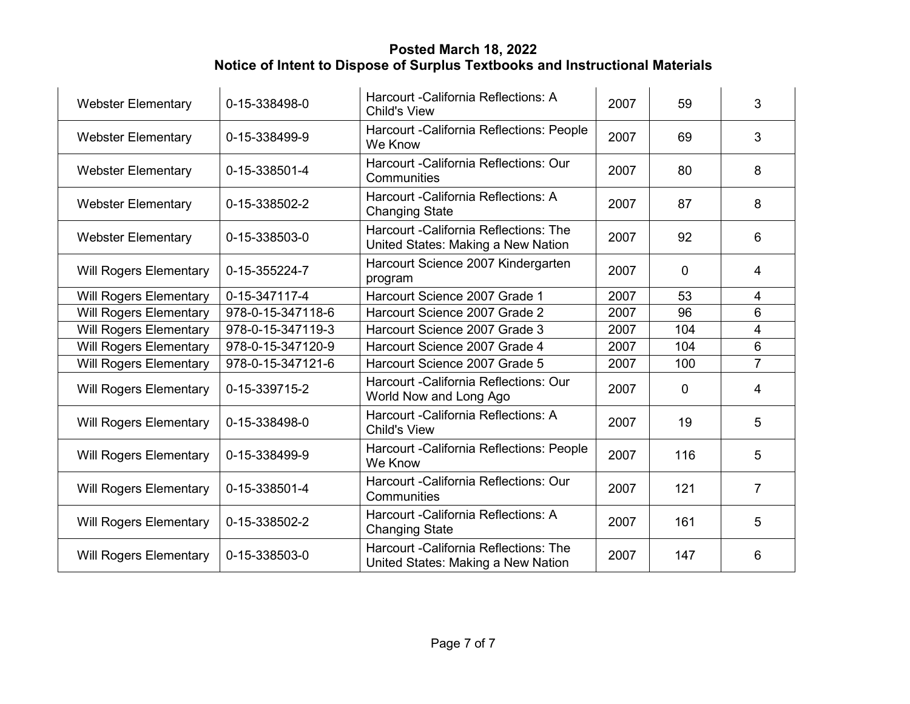**Posted March 18, 2022**
**Notice of Intent to Dispose of Surplus Textbooks and Instructional Materials**

| | | | | | |
|---|---|---|---|---|---|
| Webster Elementary | 0-15-338498-0 | Harcourt -California Reflections: A Child's View | 2007 | 59 | 3 |
| Webster Elementary | 0-15-338499-9 | Harcourt -California Reflections: People We Know | 2007 | 69 | 3 |
| Webster Elementary | 0-15-338501-4 | Harcourt -California Reflections: Our Communities | 2007 | 80 | 8 |
| Webster Elementary | 0-15-338502-2 | Harcourt -California Reflections: A Changing State | 2007 | 87 | 8 |
| Webster Elementary | 0-15-338503-0 | Harcourt -California Reflections: The United States: Making a New Nation | 2007 | 92 | 6 |
| Will Rogers Elementary | 0-15-355224-7 | Harcourt Science 2007 Kindergarten program | 2007 | 0 | 4 |
| Will Rogers Elementary | 0-15-347117-4 | Harcourt Science 2007 Grade 1 | 2007 | 53 | 4 |
| Will Rogers Elementary | 978-0-15-347118-6 | Harcourt Science 2007 Grade 2 | 2007 | 96 | 6 |
| Will Rogers Elementary | 978-0-15-347119-3 | Harcourt Science 2007 Grade 3 | 2007 | 104 | 4 |
| Will Rogers Elementary | 978-0-15-347120-9 | Harcourt Science 2007 Grade 4 | 2007 | 104 | 6 |
| Will Rogers Elementary | 978-0-15-347121-6 | Harcourt Science 2007 Grade 5 | 2007 | 100 | 7 |
| Will Rogers Elementary | 0-15-339715-2 | Harcourt -California Reflections: Our World Now and Long Ago | 2007 | 0 | 4 |
| Will Rogers Elementary | 0-15-338498-0 | Harcourt -California Reflections: A Child's View | 2007 | 19 | 5 |
| Will Rogers Elementary | 0-15-338499-9 | Harcourt -California Reflections: People We Know | 2007 | 116 | 5 |
| Will Rogers Elementary | 0-15-338501-4 | Harcourt -California Reflections: Our Communities | 2007 | 121 | 7 |
| Will Rogers Elementary | 0-15-338502-2 | Harcourt -California Reflections: A Changing State | 2007 | 161 | 5 |
| Will Rogers Elementary | 0-15-338503-0 | Harcourt -California Reflections: The United States: Making a New Nation | 2007 | 147 | 6 |